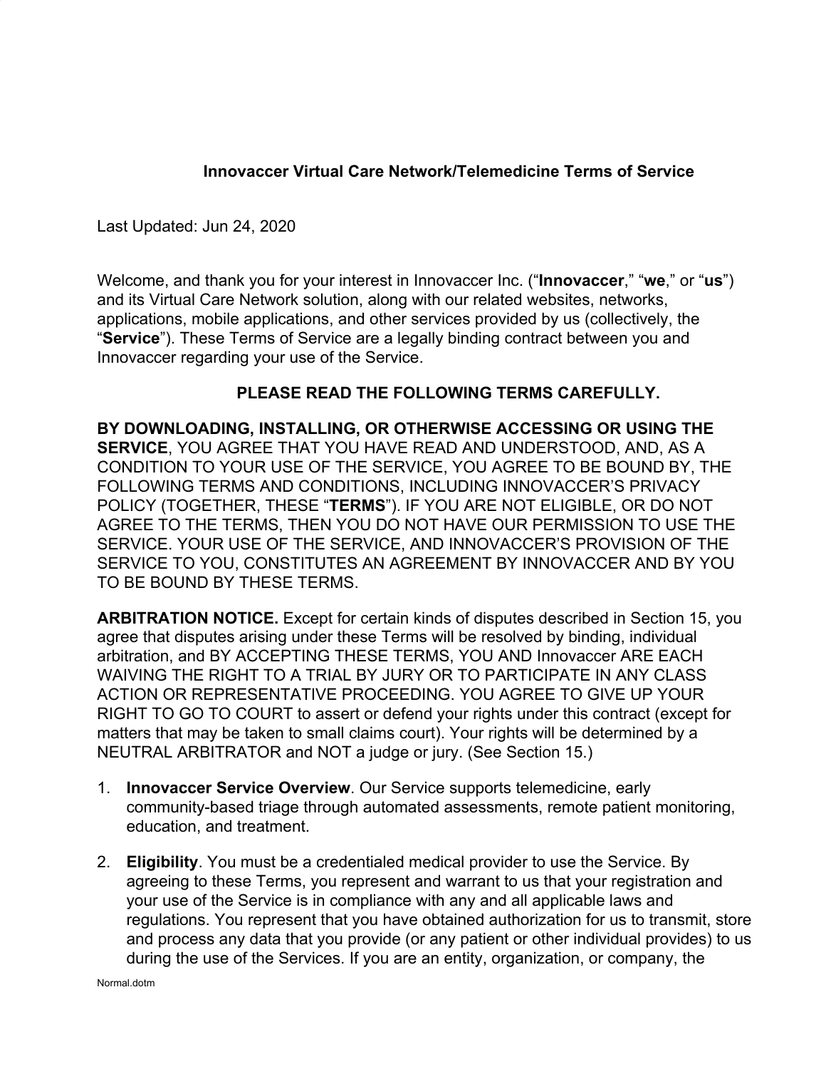# Innovaccer Virtual Care Network/Telemedicine Terms of Service

Last Updated: Jun 24, 2020

Welcome, and thank you for your interest in Innovaccer Inc. ("**Innovaccer**," "**we**," or "**us**") and its Virtual Care Network solution, along with our related websites, networks, applications, mobile applications, and other services provided by us (collectively, the "**Service**"). These Terms of Service are a legally binding contract between you and Innovaccer regarding your use of the Service.

**PLEASE READ THE FOLLOWING TERMS CAREFULLY.**

**BY DOWNLOADING, INSTALLING, OR OTHERWISE ACCESSING OR USING THE SERVICE**, YOU AGREE THAT YOU HAVE READ AND UNDERSTOOD, AND, AS A CONDITION TO YOUR USE OF THE SERVICE, YOU AGREE TO BE BOUND BY, THE FOLLOWING TERMS AND CONDITIONS, INCLUDING INNOVACCER'S PRIVACY POLICY (TOGETHER, THESE "**TERMS**"). IF YOU ARE NOT ELIGIBLE, OR DO NOT AGREE TO THE TERMS, THEN YOU DO NOT HAVE OUR PERMISSION TO USE THE SERVICE. YOUR USE OF THE SERVICE, AND INNOVACCER'S PROVISION OF THE SERVICE TO YOU, CONSTITUTES AN AGREEMENT BY INNOVACCER AND BY YOU TO BE BOUND BY THESE TERMS.

**ARBITRATION NOTICE.** Except for certain kinds of disputes described in Section 15, you agree that disputes arising under these Terms will be resolved by binding, individual arbitration, and BY ACCEPTING THESE TERMS, YOU AND Innovaccer ARE EACH WAIVING THE RIGHT TO A TRIAL BY JURY OR TO PARTICIPATE IN ANY CLASS ACTION OR REPRESENTATIVE PROCEEDING. YOU AGREE TO GIVE UP YOUR RIGHT TO GO TO COURT to assert or defend your rights under this contract (except for matters that may be taken to small claims court). Your rights will be determined by a NEUTRAL ARBITRATOR and NOT a judge or jury. (See Section 15.)

1. **Innovaccer Service Overview**. Our Service supports telemedicine, early community-based triage through automated assessments, remote patient monitoring, education, and treatment.

2. **Eligibility**. You must be a credentialed medical provider to use the Service. By agreeing to these Terms, you represent and warrant to us that your registration and your use of the Service is in compliance with any and all applicable laws and regulations. You represent that you have obtained authorization for us to transmit, store and process any data that you provide (or any patient or other individual provides) to us during the use of the Services. If you are an entity, organization, or company, the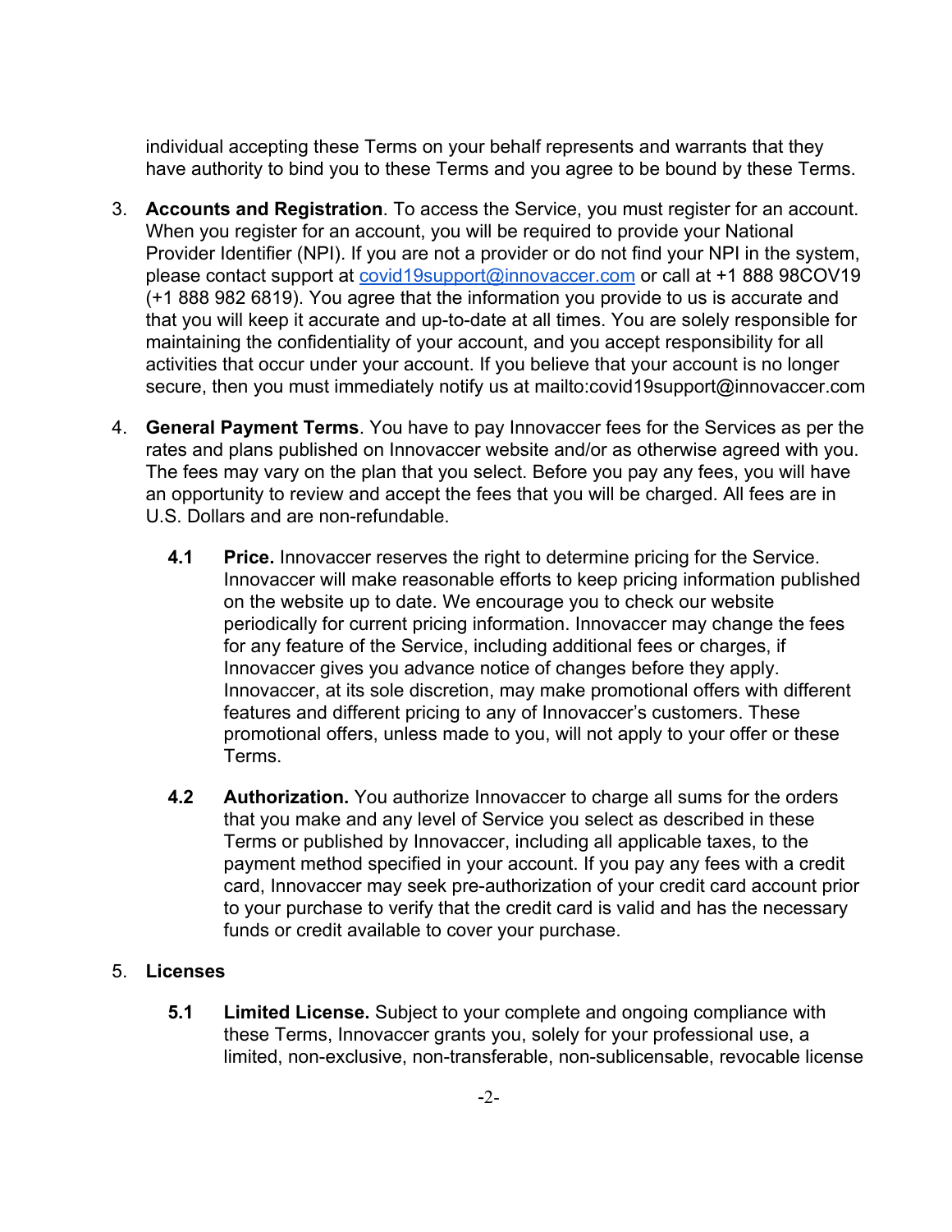individual accepting these Terms on your behalf represents and warrants that they have authority to bind you to these Terms and you agree to be bound by these Terms.

3. **Accounts and Registration**. To access the Service, you must register for an account. When you register for an account, you will be required to provide your National Provider Identifier (NPI). If you are not a provider or do not find your NPI in the system, please contact support at covid19support@innovaccer.com or call at +1 888 98COV19 (+1 888 982 6819). You agree that the information you provide to us is accurate and that you will keep it accurate and up-to-date at all times. You are solely responsible for maintaining the confidentiality of your account, and you accept responsibility for all activities that occur under your account. If you believe that your account is no longer secure, then you must immediately notify us at mailto:covid19support@innovaccer.com

4. **General Payment Terms**. You have to pay Innovaccer fees for the Services as per the rates and plans published on Innovaccer website and/or as otherwise agreed with you. The fees may vary on the plan that you select. Before you pay any fees, you will have an opportunity to review and accept the fees that you will be charged. All fees are in U.S. Dollars and are non-refundable.

   **4.1** **Price.** Innovaccer reserves the right to determine pricing for the Service. Innovaccer will make reasonable efforts to keep pricing information published on the website up to date. We encourage you to check our website periodically for current pricing information. Innovaccer may change the fees for any feature of the Service, including additional fees or charges, if Innovaccer gives you advance notice of changes before they apply. Innovaccer, at its sole discretion, may make promotional offers with different features and different pricing to any of Innovaccer's customers. These promotional offers, unless made to you, will not apply to your offer or these Terms.

   **4.2** **Authorization.** You authorize Innovaccer to charge all sums for the orders that you make and any level of Service you select as described in these Terms or published by Innovaccer, including all applicable taxes, to the payment method specified in your account. If you pay any fees with a credit card, Innovaccer may seek pre-authorization of your credit card account prior to your purchase to verify that the credit card is valid and has the necessary funds or credit available to cover your purchase.

5. **Licenses**

   **5.1** **Limited License.** Subject to your complete and ongoing compliance with these Terms, Innovaccer grants you, solely for your professional use, a limited, non-exclusive, non-transferable, non-sublicensable, revocable license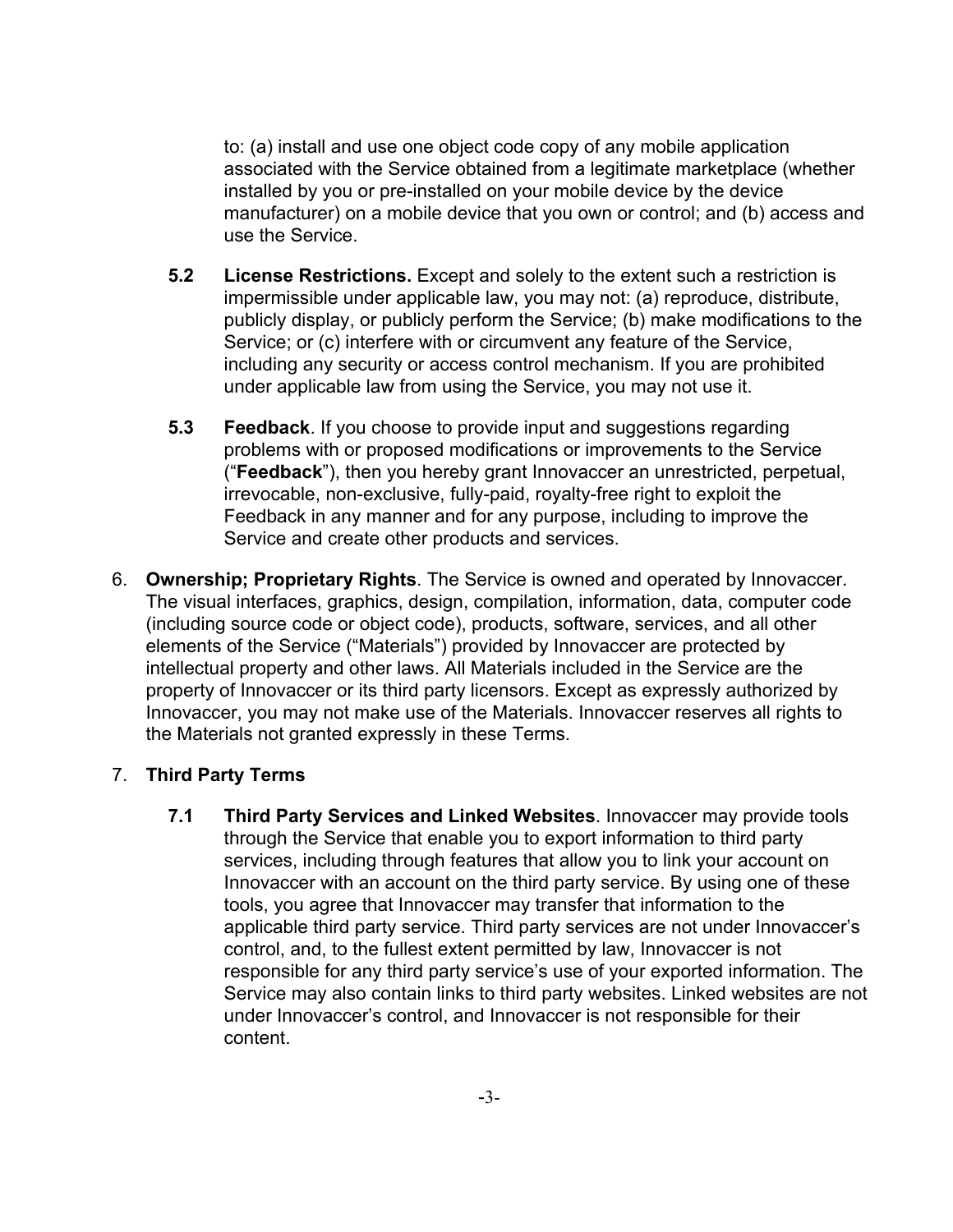to: (a) install and use one object code copy of any mobile application associated with the Service obtained from a legitimate marketplace (whether installed by you or pre-installed on your mobile device by the device manufacturer) on a mobile device that you own or control; and (b) access and use the Service.

**5.2 License Restrictions.** Except and solely to the extent such a restriction is impermissible under applicable law, you may not: (a) reproduce, distribute, publicly display, or publicly perform the Service; (b) make modifications to the Service; or (c) interfere with or circumvent any feature of the Service, including any security or access control mechanism. If you are prohibited under applicable law from using the Service, you may not use it.

**5.3 Feedback**. If you choose to provide input and suggestions regarding problems with or proposed modifications or improvements to the Service ("**Feedback**"), then you hereby grant Innovaccer an unrestricted, perpetual, irrevocable, non-exclusive, fully-paid, royalty-free right to exploit the Feedback in any manner and for any purpose, including to improve the Service and create other products and services.

6. **Ownership; Proprietary Rights**. The Service is owned and operated by Innovaccer. The visual interfaces, graphics, design, compilation, information, data, computer code (including source code or object code), products, software, services, and all other elements of the Service ("Materials") provided by Innovaccer are protected by intellectual property and other laws. All Materials included in the Service are the property of Innovaccer or its third party licensors. Except as expressly authorized by Innovaccer, you may not make use of the Materials. Innovaccer reserves all rights to the Materials not granted expressly in these Terms.

7. **Third Party Terms**

**7.1 Third Party Services and Linked Websites**. Innovaccer may provide tools through the Service that enable you to export information to third party services, including through features that allow you to link your account on Innovaccer with an account on the third party service. By using one of these tools, you agree that Innovaccer may transfer that information to the applicable third party service. Third party services are not under Innovaccer's control, and, to the fullest extent permitted by law, Innovaccer is not responsible for any third party service's use of your exported information. The Service may also contain links to third party websites. Linked websites are not under Innovaccer's control, and Innovaccer is not responsible for their content.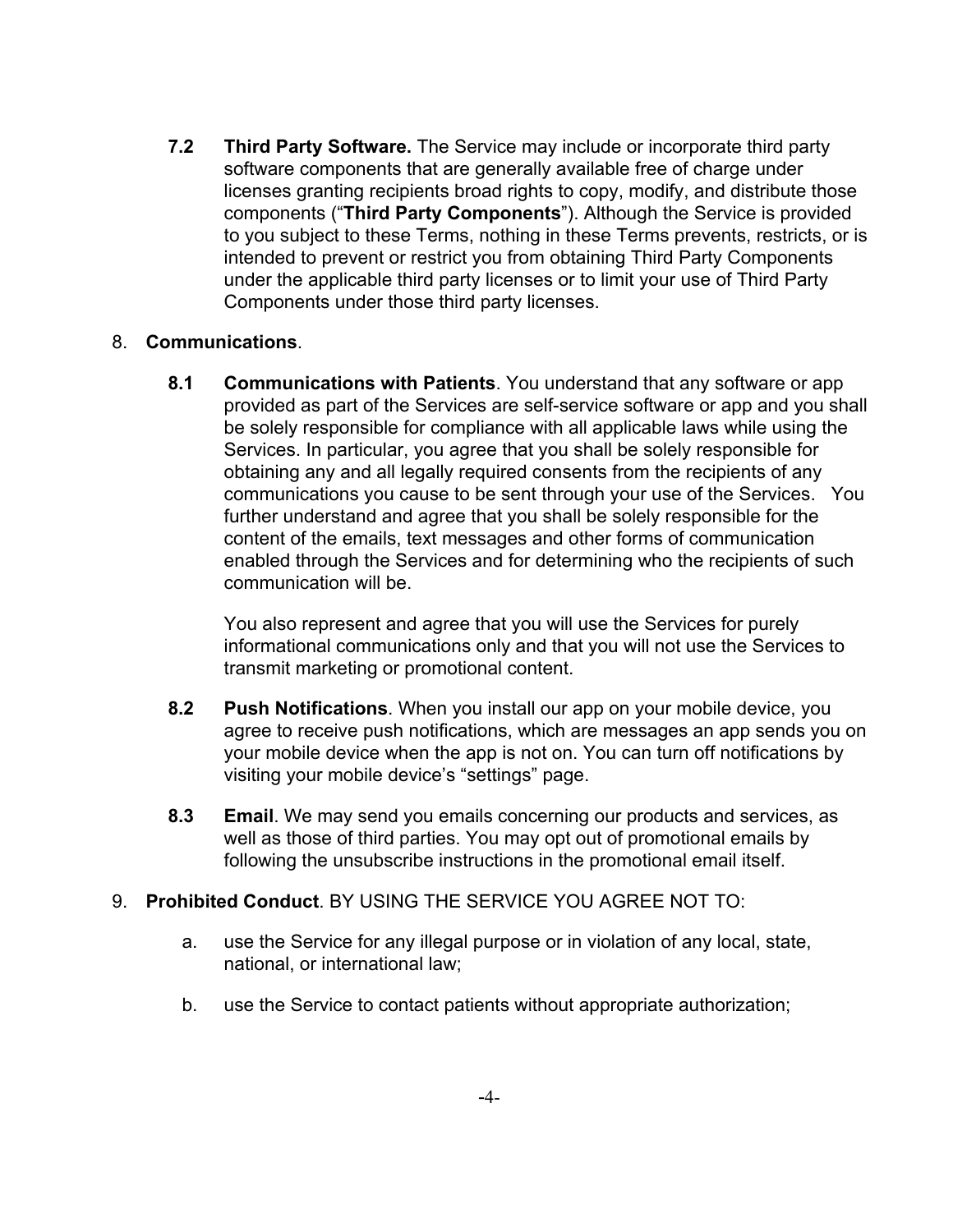**7.2 Third Party Software.** The Service may include or incorporate third party software components that are generally available free of charge under licenses granting recipients broad rights to copy, modify, and distribute those components ("**Third Party Components**"). Although the Service is provided to you subject to these Terms, nothing in these Terms prevents, restricts, or is intended to prevent or restrict you from obtaining Third Party Components under the applicable third party licenses or to limit your use of Third Party Components under those third party licenses.

8. **Communications**.

**8.1 Communications with Patients**. You understand that any software or app provided as part of the Services are self-service software or app and you shall be solely responsible for compliance with all applicable laws while using the Services. In particular, you agree that you shall be solely responsible for obtaining any and all legally required consents from the recipients of any communications you cause to be sent through your use of the Services. You further understand and agree that you shall be solely responsible for the content of the emails, text messages and other forms of communication enabled through the Services and for determining who the recipients of such communication will be.

You also represent and agree that you will use the Services for purely informational communications only and that you will not use the Services to transmit marketing or promotional content.

**8.2 Push Notifications**. When you install our app on your mobile device, you agree to receive push notifications, which are messages an app sends you on your mobile device when the app is not on. You can turn off notifications by visiting your mobile device's "settings" page.

**8.3 Email**. We may send you emails concerning our products and services, as well as those of third parties. You may opt out of promotional emails by following the unsubscribe instructions in the promotional email itself.

9. **Prohibited Conduct**. BY USING THE SERVICE YOU AGREE NOT TO:

a. use the Service for any illegal purpose or in violation of any local, state, national, or international law;

b. use the Service to contact patients without appropriate authorization;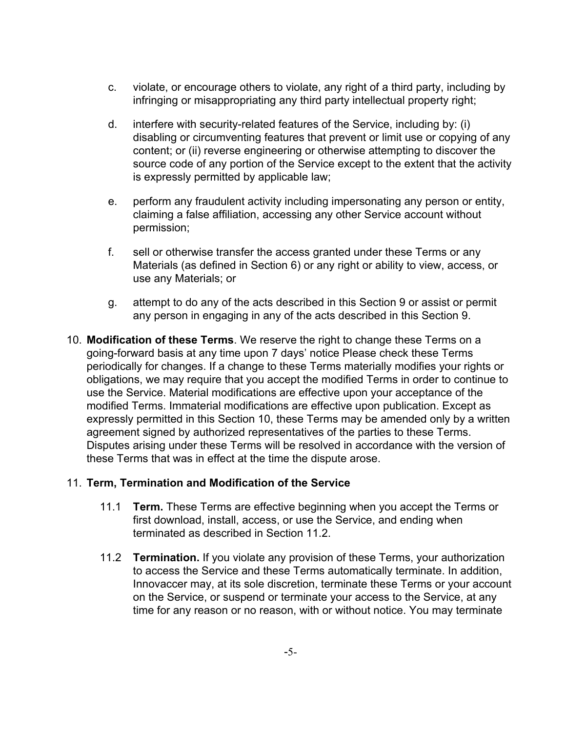c. violate, or encourage others to violate, any right of a third party, including by infringing or misappropriating any third party intellectual property right;

d. interfere with security-related features of the Service, including by: (i) disabling or circumventing features that prevent or limit use or copying of any content; or (ii) reverse engineering or otherwise attempting to discover the source code of any portion of the Service except to the extent that the activity is expressly permitted by applicable law;

e. perform any fraudulent activity including impersonating any person or entity, claiming a false affiliation, accessing any other Service account without permission;

f. sell or otherwise transfer the access granted under these Terms or any Materials (as defined in Section 6) or any right or ability to view, access, or use any Materials; or

g. attempt to do any of the acts described in this Section 9 or assist or permit any person in engaging in any of the acts described in this Section 9.

10. **Modification of these Terms**. We reserve the right to change these Terms on a going-forward basis at any time upon 7 days' notice Please check these Terms periodically for changes. If a change to these Terms materially modifies your rights or obligations, we may require that you accept the modified Terms in order to continue to use the Service. Material modifications are effective upon your acceptance of the modified Terms. Immaterial modifications are effective upon publication. Except as expressly permitted in this Section 10, these Terms may be amended only by a written agreement signed by authorized representatives of the parties to these Terms. Disputes arising under these Terms will be resolved in accordance with the version of these Terms that was in effect at the time the dispute arose.

11. **Term, Termination and Modification of the Service**

11.1 **Term.** These Terms are effective beginning when you accept the Terms or first download, install, access, or use the Service, and ending when terminated as described in Section 11.2.

11.2 **Termination.** If you violate any provision of these Terms, your authorization to access the Service and these Terms automatically terminate. In addition, Innovaccer may, at its sole discretion, terminate these Terms or your account on the Service, or suspend or terminate your access to the Service, at any time for any reason or no reason, with or without notice. You may terminate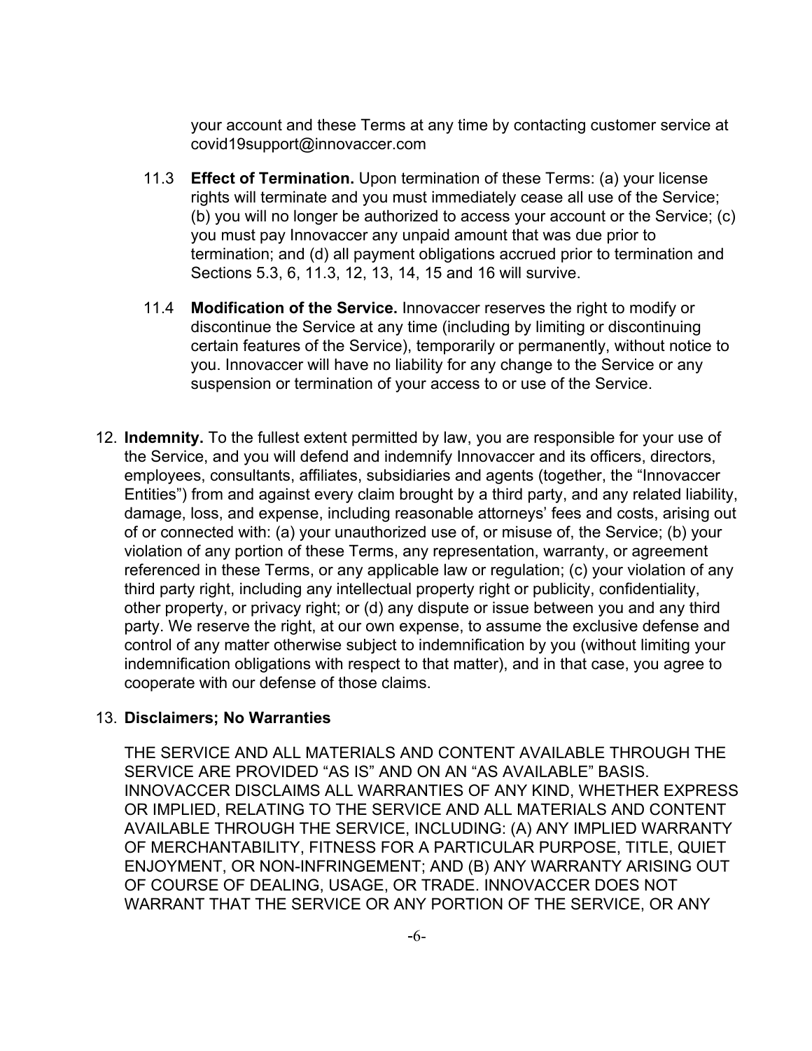your account and these Terms at any time by contacting customer service at covid19support@innovaccer.com

11.3 **Effect of Termination.** Upon termination of these Terms: (a) your license rights will terminate and you must immediately cease all use of the Service; (b) you will no longer be authorized to access your account or the Service; (c) you must pay Innovaccer any unpaid amount that was due prior to termination; and (d) all payment obligations accrued prior to termination and Sections 5.3, 6, 11.3, 12, 13, 14, 15 and 16 will survive.

11.4 **Modification of the Service.** Innovaccer reserves the right to modify or discontinue the Service at any time (including by limiting or discontinuing certain features of the Service), temporarily or permanently, without notice to you. Innovaccer will have no liability for any change to the Service or any suspension or termination of your access to or use of the Service.

12. **Indemnity.** To the fullest extent permitted by law, you are responsible for your use of the Service, and you will defend and indemnify Innovaccer and its officers, directors, employees, consultants, affiliates, subsidiaries and agents (together, the "Innovaccer Entities") from and against every claim brought by a third party, and any related liability, damage, loss, and expense, including reasonable attorneys' fees and costs, arising out of or connected with: (a) your unauthorized use of, or misuse of, the Service; (b) your violation of any portion of these Terms, any representation, warranty, or agreement referenced in these Terms, or any applicable law or regulation; (c) your violation of any third party right, including any intellectual property right or publicity, confidentiality, other property, or privacy right; or (d) any dispute or issue between you and any third party. We reserve the right, at our own expense, to assume the exclusive defense and control of any matter otherwise subject to indemnification by you (without limiting your indemnification obligations with respect to that matter), and in that case, you agree to cooperate with our defense of those claims.

13. **Disclaimers; No Warranties**

THE SERVICE AND ALL MATERIALS AND CONTENT AVAILABLE THROUGH THE SERVICE ARE PROVIDED "AS IS" AND ON AN "AS AVAILABLE" BASIS. INNOVACCER DISCLAIMS ALL WARRANTIES OF ANY KIND, WHETHER EXPRESS OR IMPLIED, RELATING TO THE SERVICE AND ALL MATERIALS AND CONTENT AVAILABLE THROUGH THE SERVICE, INCLUDING: (A) ANY IMPLIED WARRANTY OF MERCHANTABILITY, FITNESS FOR A PARTICULAR PURPOSE, TITLE, QUIET ENJOYMENT, OR NON-INFRINGEMENT; AND (B) ANY WARRANTY ARISING OUT OF COURSE OF DEALING, USAGE, OR TRADE. INNOVACCER DOES NOT WARRANT THAT THE SERVICE OR ANY PORTION OF THE SERVICE, OR ANY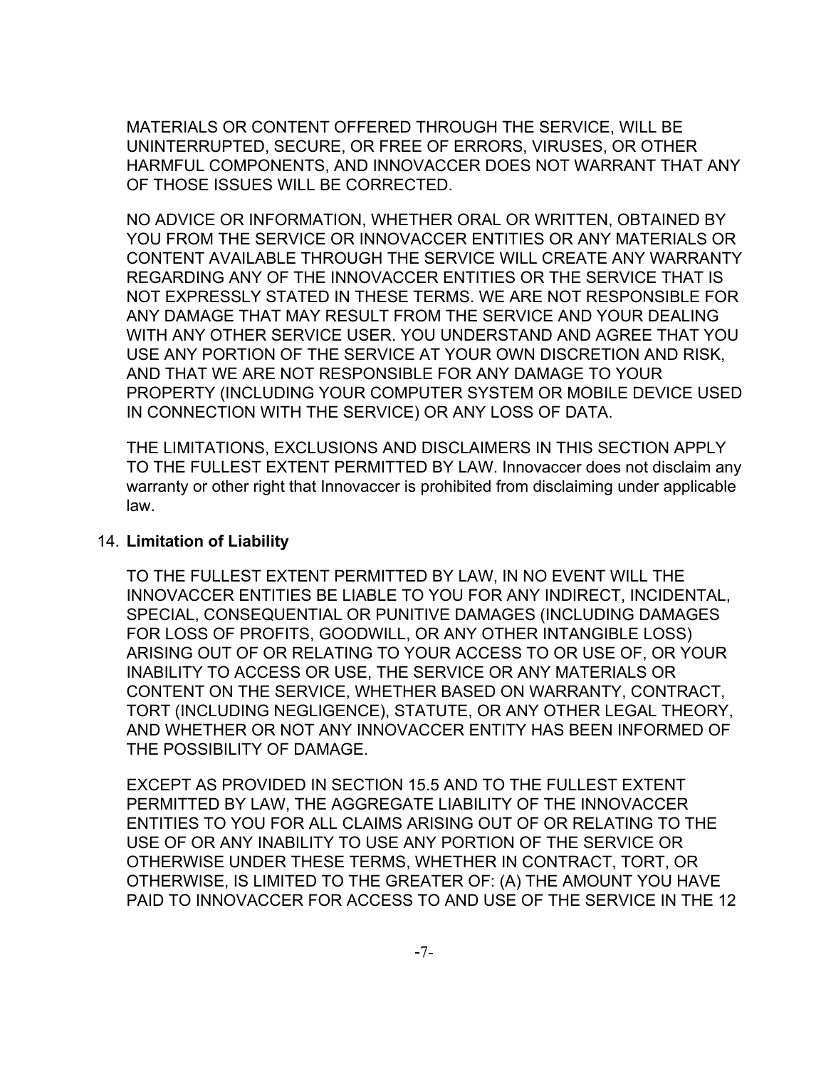MATERIALS OR CONTENT OFFERED THROUGH THE SERVICE, WILL BE UNINTERRUPTED, SECURE, OR FREE OF ERRORS, VIRUSES, OR OTHER HARMFUL COMPONENTS, AND INNOVACCER DOES NOT WARRANT THAT ANY OF THOSE ISSUES WILL BE CORRECTED.

NO ADVICE OR INFORMATION, WHETHER ORAL OR WRITTEN, OBTAINED BY YOU FROM THE SERVICE OR INNOVACCER ENTITIES OR ANY MATERIALS OR CONTENT AVAILABLE THROUGH THE SERVICE WILL CREATE ANY WARRANTY REGARDING ANY OF THE INNOVACCER ENTITIES OR THE SERVICE THAT IS NOT EXPRESSLY STATED IN THESE TERMS. WE ARE NOT RESPONSIBLE FOR ANY DAMAGE THAT MAY RESULT FROM THE SERVICE AND YOUR DEALING WITH ANY OTHER SERVICE USER. YOU UNDERSTAND AND AGREE THAT YOU USE ANY PORTION OF THE SERVICE AT YOUR OWN DISCRETION AND RISK, AND THAT WE ARE NOT RESPONSIBLE FOR ANY DAMAGE TO YOUR PROPERTY (INCLUDING YOUR COMPUTER SYSTEM OR MOBILE DEVICE USED IN CONNECTION WITH THE SERVICE) OR ANY LOSS OF DATA.

THE LIMITATIONS, EXCLUSIONS AND DISCLAIMERS IN THIS SECTION APPLY TO THE FULLEST EXTENT PERMITTED BY LAW. Innovaccer does not disclaim any warranty or other right that Innovaccer is prohibited from disclaiming under applicable law.

14. **Limitation of Liability**

TO THE FULLEST EXTENT PERMITTED BY LAW, IN NO EVENT WILL THE INNOVACCER ENTITIES BE LIABLE TO YOU FOR ANY INDIRECT, INCIDENTAL, SPECIAL, CONSEQUENTIAL OR PUNITIVE DAMAGES (INCLUDING DAMAGES FOR LOSS OF PROFITS, GOODWILL, OR ANY OTHER INTANGIBLE LOSS) ARISING OUT OF OR RELATING TO YOUR ACCESS TO OR USE OF, OR YOUR INABILITY TO ACCESS OR USE, THE SERVICE OR ANY MATERIALS OR CONTENT ON THE SERVICE, WHETHER BASED ON WARRANTY, CONTRACT, TORT (INCLUDING NEGLIGENCE), STATUTE, OR ANY OTHER LEGAL THEORY, AND WHETHER OR NOT ANY INNOVACCER ENTITY HAS BEEN INFORMED OF THE POSSIBILITY OF DAMAGE.

EXCEPT AS PROVIDED IN SECTION 15.5 AND TO THE FULLEST EXTENT PERMITTED BY LAW, THE AGGREGATE LIABILITY OF THE INNOVACCER ENTITIES TO YOU FOR ALL CLAIMS ARISING OUT OF OR RELATING TO THE USE OF OR ANY INABILITY TO USE ANY PORTION OF THE SERVICE OR OTHERWISE UNDER THESE TERMS, WHETHER IN CONTRACT, TORT, OR OTHERWISE, IS LIMITED TO THE GREATER OF: (A) THE AMOUNT YOU HAVE PAID TO INNOVACCER FOR ACCESS TO AND USE OF THE SERVICE IN THE 12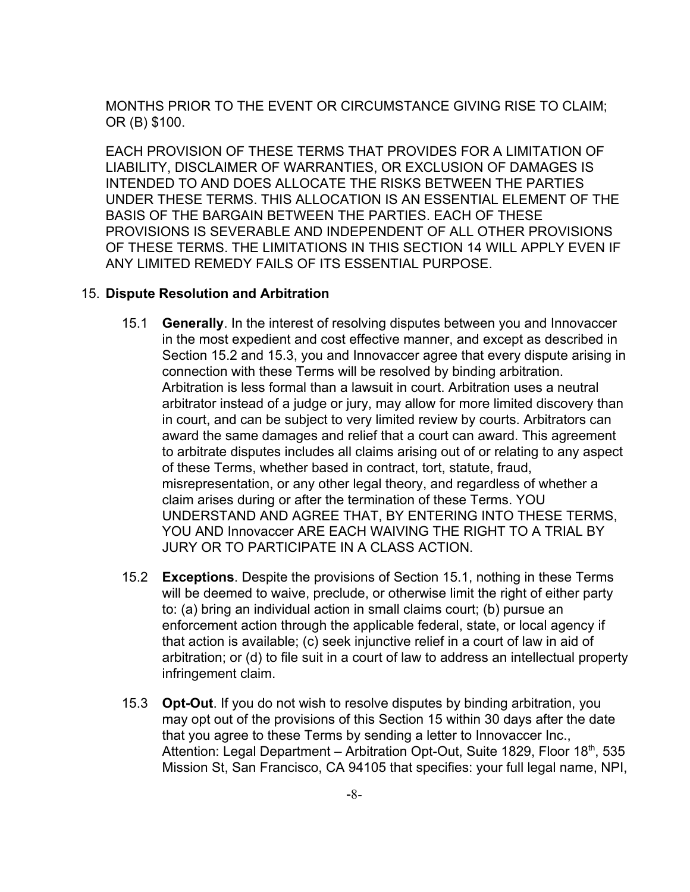MONTHS PRIOR TO THE EVENT OR CIRCUMSTANCE GIVING RISE TO CLAIM; OR (B) $100.

EACH PROVISION OF THESE TERMS THAT PROVIDES FOR A LIMITATION OF LIABILITY, DISCLAIMER OF WARRANTIES, OR EXCLUSION OF DAMAGES IS INTENDED TO AND DOES ALLOCATE THE RISKS BETWEEN THE PARTIES UNDER THESE TERMS. THIS ALLOCATION IS AN ESSENTIAL ELEMENT OF THE BASIS OF THE BARGAIN BETWEEN THE PARTIES. EACH OF THESE PROVISIONS IS SEVERABLE AND INDEPENDENT OF ALL OTHER PROVISIONS OF THESE TERMS. THE LIMITATIONS IN THIS SECTION 14 WILL APPLY EVEN IF ANY LIMITED REMEDY FAILS OF ITS ESSENTIAL PURPOSE.

15. **Dispute Resolution and Arbitration**

15.1 **Generally**. In the interest of resolving disputes between you and Innovaccer in the most expedient and cost effective manner, and except as described in Section 15.2 and 15.3, you and Innovaccer agree that every dispute arising in connection with these Terms will be resolved by binding arbitration. Arbitration is less formal than a lawsuit in court. Arbitration uses a neutral arbitrator instead of a judge or jury, may allow for more limited discovery than in court, and can be subject to very limited review by courts. Arbitrators can award the same damages and relief that a court can award. This agreement to arbitrate disputes includes all claims arising out of or relating to any aspect of these Terms, whether based in contract, tort, statute, fraud, misrepresentation, or any other legal theory, and regardless of whether a claim arises during or after the termination of these Terms. YOU UNDERSTAND AND AGREE THAT, BY ENTERING INTO THESE TERMS, YOU AND Innovaccer ARE EACH WAIVING THE RIGHT TO A TRIAL BY JURY OR TO PARTICIPATE IN A CLASS ACTION.

15.2 **Exceptions**. Despite the provisions of Section 15.1, nothing in these Terms will be deemed to waive, preclude, or otherwise limit the right of either party to: (a) bring an individual action in small claims court; (b) pursue an enforcement action through the applicable federal, state, or local agency if that action is available; (c) seek injunctive relief in a court of law in aid of arbitration; or (d) to file suit in a court of law to address an intellectual property infringement claim.

15.3 **Opt-Out**. If you do not wish to resolve disputes by binding arbitration, you may opt out of the provisions of this Section 15 within 30 days after the date that you agree to these Terms by sending a letter to Innovaccer Inc., Attention: Legal Department – Arbitration Opt-Out, Suite 1829, Floor 18th, 535 Mission St, San Francisco, CA 94105 that specifies: your full legal name, NPI,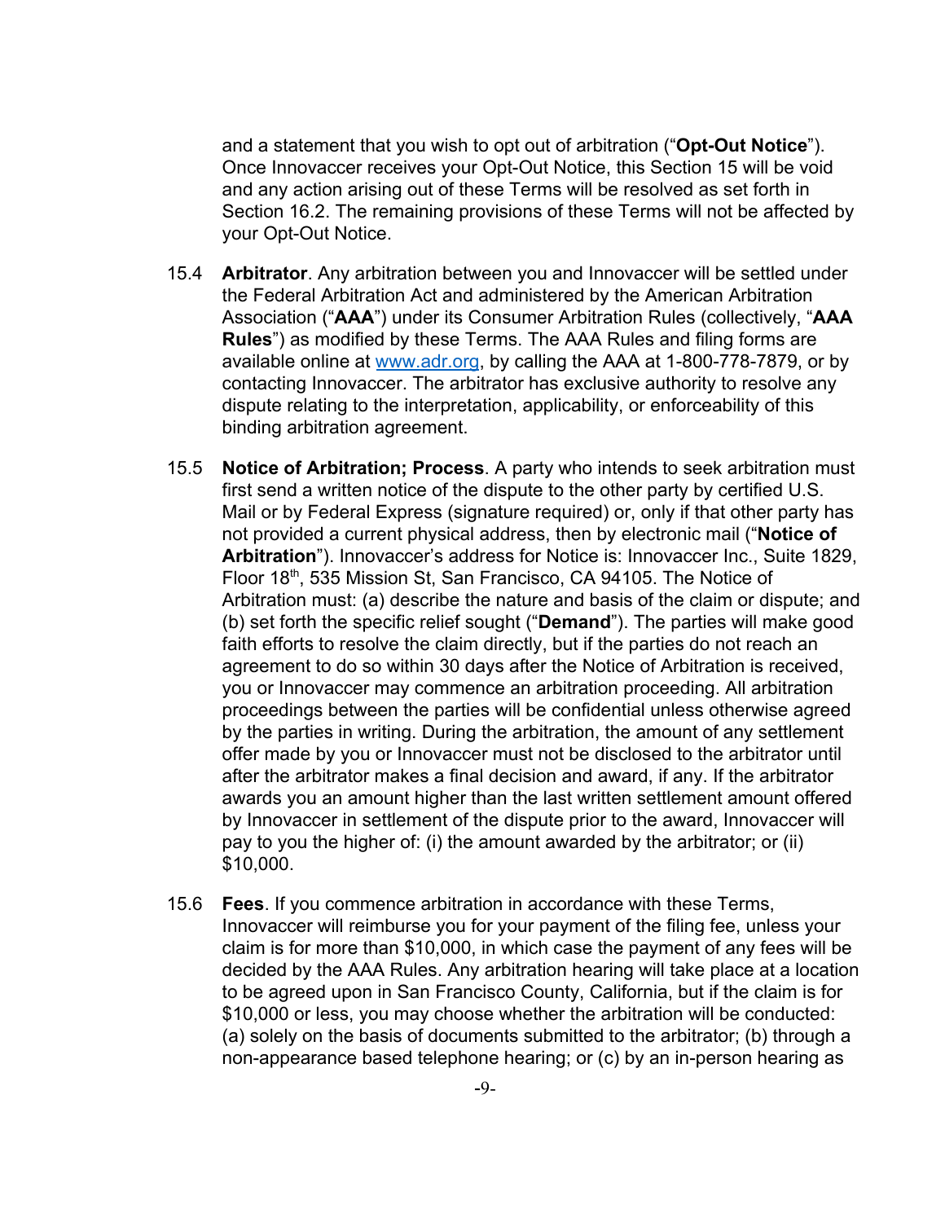and a statement that you wish to opt out of arbitration ("**Opt-Out Notice**"). Once Innovaccer receives your Opt-Out Notice, this Section 15 will be void and any action arising out of these Terms will be resolved as set forth in Section 16.2. The remaining provisions of these Terms will not be affected by your Opt-Out Notice.

15.4 **Arbitrator**. Any arbitration between you and Innovaccer will be settled under the Federal Arbitration Act and administered by the American Arbitration Association ("**AAA**") under its Consumer Arbitration Rules (collectively, "**AAA Rules**") as modified by these Terms. The AAA Rules and filing forms are available online at [www.adr.org](http://www.adr.org), by calling the AAA at 1-800-778-7879, or by contacting Innovaccer. The arbitrator has exclusive authority to resolve any dispute relating to the interpretation, applicability, or enforceability of this binding arbitration agreement.

15.5 **Notice of Arbitration; Process**. A party who intends to seek arbitration must first send a written notice of the dispute to the other party by certified U.S. Mail or by Federal Express (signature required) or, only if that other party has not provided a current physical address, then by electronic mail ("**Notice of Arbitration**"). Innovaccer's address for Notice is: Innovaccer Inc., Suite 1829, Floor 18th, 535 Mission St, San Francisco, CA 94105. The Notice of Arbitration must: (a) describe the nature and basis of the claim or dispute; and (b) set forth the specific relief sought ("**Demand**"). The parties will make good faith efforts to resolve the claim directly, but if the parties do not reach an agreement to do so within 30 days after the Notice of Arbitration is received, you or Innovaccer may commence an arbitration proceeding. All arbitration proceedings between the parties will be confidential unless otherwise agreed by the parties in writing. During the arbitration, the amount of any settlement offer made by you or Innovaccer must not be disclosed to the arbitrator until after the arbitrator makes a final decision and award, if any. If the arbitrator awards you an amount higher than the last written settlement amount offered by Innovaccer in settlement of the dispute prior to the award, Innovaccer will pay to you the higher of: (i) the amount awarded by the arbitrator; or (ii) $10,000.

15.6 **Fees**. If you commence arbitration in accordance with these Terms, Innovaccer will reimburse you for your payment of the filing fee, unless your claim is for more than $10,000, in which case the payment of any fees will be decided by the AAA Rules. Any arbitration hearing will take place at a location to be agreed upon in San Francisco County, California, but if the claim is for $10,000 or less, you may choose whether the arbitration will be conducted: (a) solely on the basis of documents submitted to the arbitrator; (b) through a non-appearance based telephone hearing; or (c) by an in-person hearing as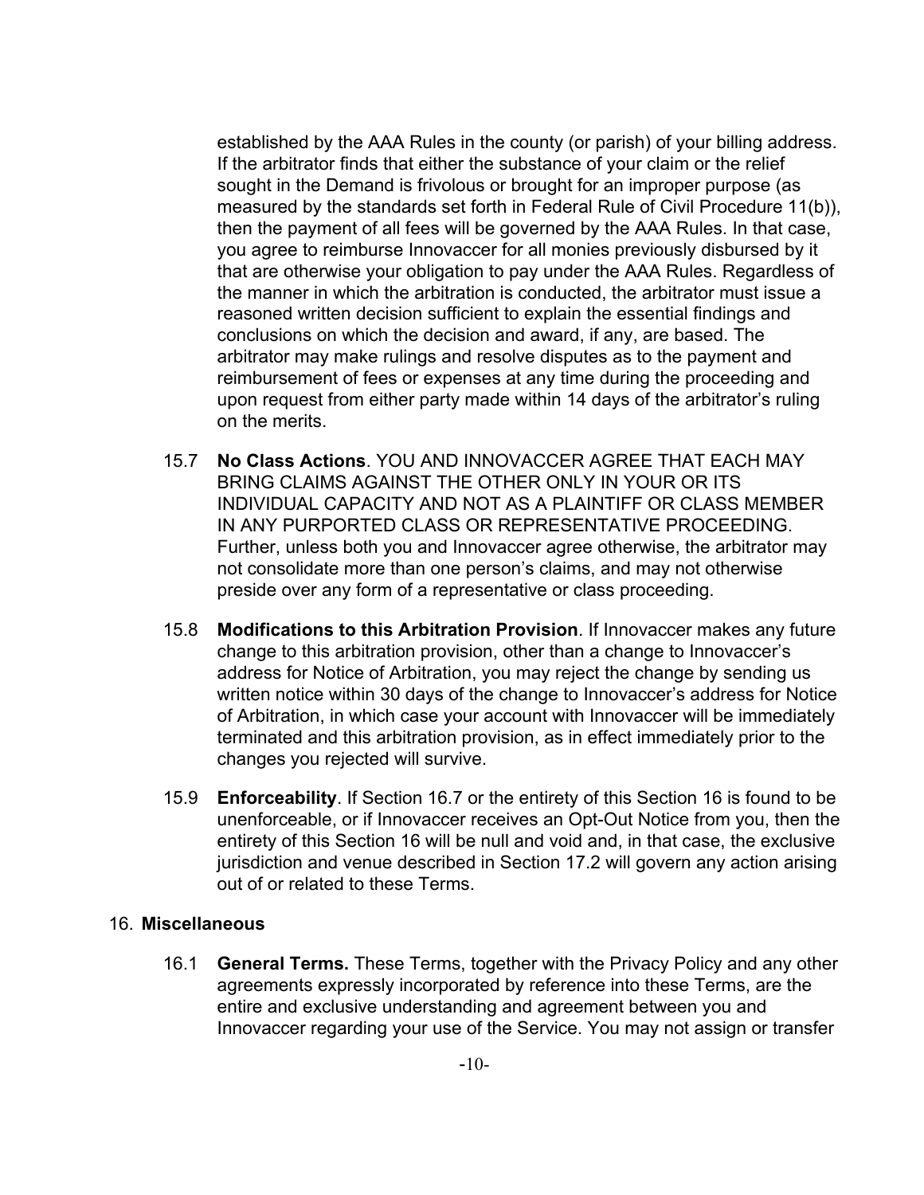established by the AAA Rules in the county (or parish) of your billing address. If the arbitrator finds that either the substance of your claim or the relief sought in the Demand is frivolous or brought for an improper purpose (as measured by the standards set forth in Federal Rule of Civil Procedure 11(b)), then the payment of all fees will be governed by the AAA Rules. In that case, you agree to reimburse Innovaccer for all monies previously disbursed by it that are otherwise your obligation to pay under the AAA Rules. Regardless of the manner in which the arbitration is conducted, the arbitrator must issue a reasoned written decision sufficient to explain the essential findings and conclusions on which the decision and award, if any, are based. The arbitrator may make rulings and resolve disputes as to the payment and reimbursement of fees or expenses at any time during the proceeding and upon request from either party made within 14 days of the arbitrator's ruling on the merits.

15.7 **No Class Actions**. YOU AND INNOVACCER AGREE THAT EACH MAY BRING CLAIMS AGAINST THE OTHER ONLY IN YOUR OR ITS INDIVIDUAL CAPACITY AND NOT AS A PLAINTIFF OR CLASS MEMBER IN ANY PURPORTED CLASS OR REPRESENTATIVE PROCEEDING. Further, unless both you and Innovaccer agree otherwise, the arbitrator may not consolidate more than one person's claims, and may not otherwise preside over any form of a representative or class proceeding.

15.8 **Modifications to this Arbitration Provision**. If Innovaccer makes any future change to this arbitration provision, other than a change to Innovaccer's address for Notice of Arbitration, you may reject the change by sending us written notice within 30 days of the change to Innovaccer's address for Notice of Arbitration, in which case your account with Innovaccer will be immediately terminated and this arbitration provision, as in effect immediately prior to the changes you rejected will survive.

15.9 **Enforceability**. If Section 16.7 or the entirety of this Section 16 is found to be unenforceable, or if Innovaccer receives an Opt-Out Notice from you, then the entirety of this Section 16 will be null and void and, in that case, the exclusive jurisdiction and venue described in Section 17.2 will govern any action arising out of or related to these Terms.

## 16. Miscellaneous

16.1 **General Terms.** These Terms, together with the Privacy Policy and any other agreements expressly incorporated by reference into these Terms, are the entire and exclusive understanding and agreement between you and Innovaccer regarding your use of the Service. You may not assign or transfer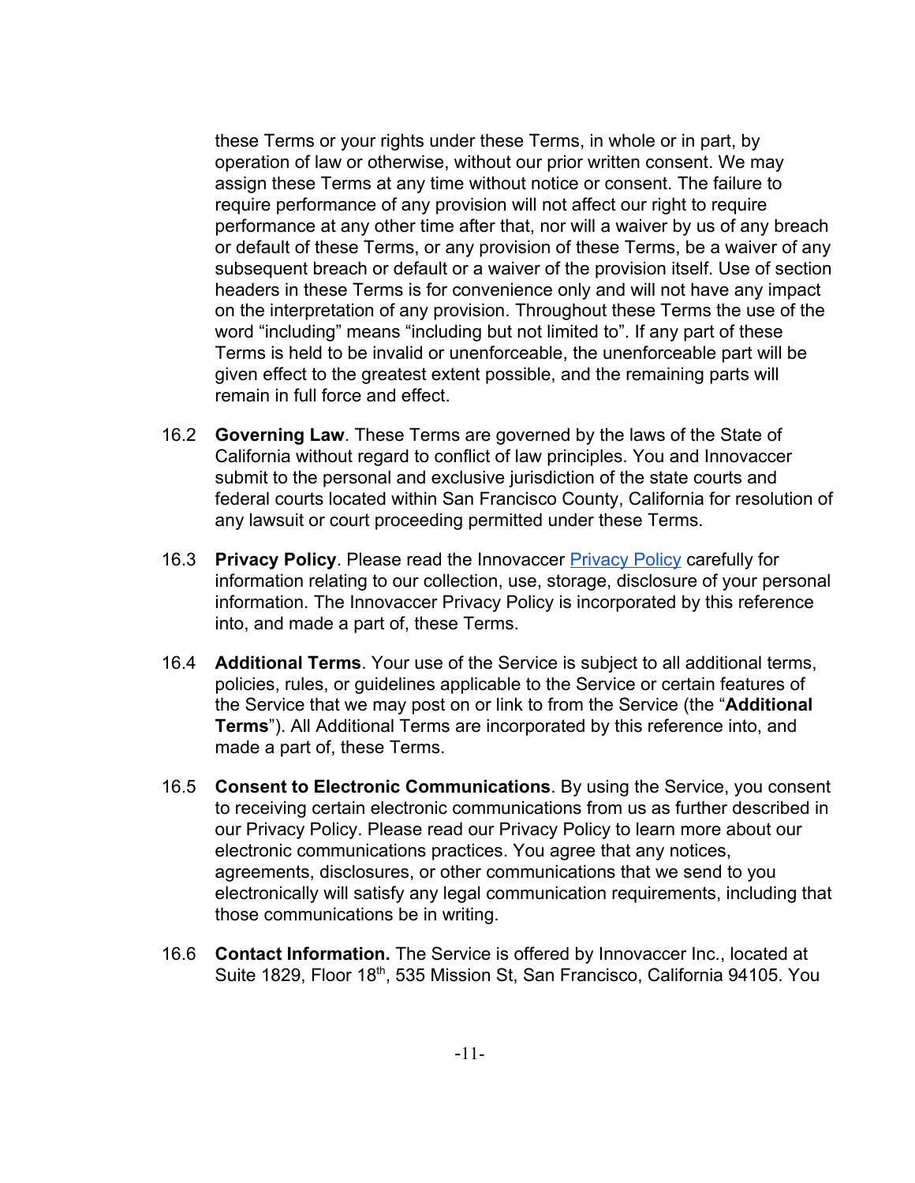these Terms or your rights under these Terms, in whole or in part, by operation of law or otherwise, without our prior written consent. We may assign these Terms at any time without notice or consent. The failure to require performance of any provision will not affect our right to require performance at any other time after that, nor will a waiver by us of any breach or default of these Terms, or any provision of these Terms, be a waiver of any subsequent breach or default or a waiver of the provision itself. Use of section headers in these Terms is for convenience only and will not have any impact on the interpretation of any provision. Throughout these Terms the use of the word “including” means “including but not limited to”. If any part of these Terms is held to be invalid or unenforceable, the unenforceable part will be given effect to the greatest extent possible, and the remaining parts will remain in full force and effect.

16.2 **Governing Law**. These Terms are governed by the laws of the State of California without regard to conflict of law principles. You and Innovaccer submit to the personal and exclusive jurisdiction of the state courts and federal courts located within San Francisco County, California for resolution of any lawsuit or court proceeding permitted under these Terms.

16.3 **Privacy Policy**. Please read the Innovaccer Privacy Policy carefully for information relating to our collection, use, storage, disclosure of your personal information. The Innovaccer Privacy Policy is incorporated by this reference into, and made a part of, these Terms.

16.4 **Additional Terms**. Your use of the Service is subject to all additional terms, policies, rules, or guidelines applicable to the Service or certain features of the Service that we may post on or link to from the Service (the “**Additional Terms**”). All Additional Terms are incorporated by this reference into, and made a part of, these Terms.

16.5 **Consent to Electronic Communications**. By using the Service, you consent to receiving certain electronic communications from us as further described in our Privacy Policy. Please read our Privacy Policy to learn more about our electronic communications practices. You agree that any notices, agreements, disclosures, or other communications that we send to you electronically will satisfy any legal communication requirements, including that those communications be in writing.

16.6 **Contact Information.** The Service is offered by Innovaccer Inc., located at Suite 1829, Floor 18th, 535 Mission St, San Francisco, California 94105. You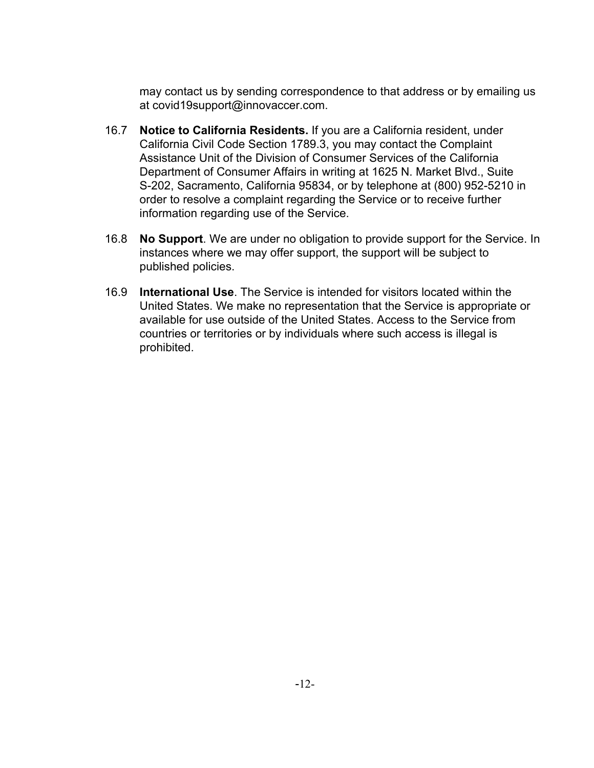may contact us by sending correspondence to that address or by emailing us at covid19support@innovaccer.com.

16.7 **Notice to California Residents.** If you are a California resident, under California Civil Code Section 1789.3, you may contact the Complaint Assistance Unit of the Division of Consumer Services of the California Department of Consumer Affairs in writing at 1625 N. Market Blvd., Suite S-202, Sacramento, California 95834, or by telephone at (800) 952-5210 in order to resolve a complaint regarding the Service or to receive further information regarding use of the Service.

16.8 **No Support**. We are under no obligation to provide support for the Service. In instances where we may offer support, the support will be subject to published policies.

16.9 **International Use**. The Service is intended for visitors located within the United States. We make no representation that the Service is appropriate or available for use outside of the United States. Access to the Service from countries or territories or by individuals where such access is illegal is prohibited.